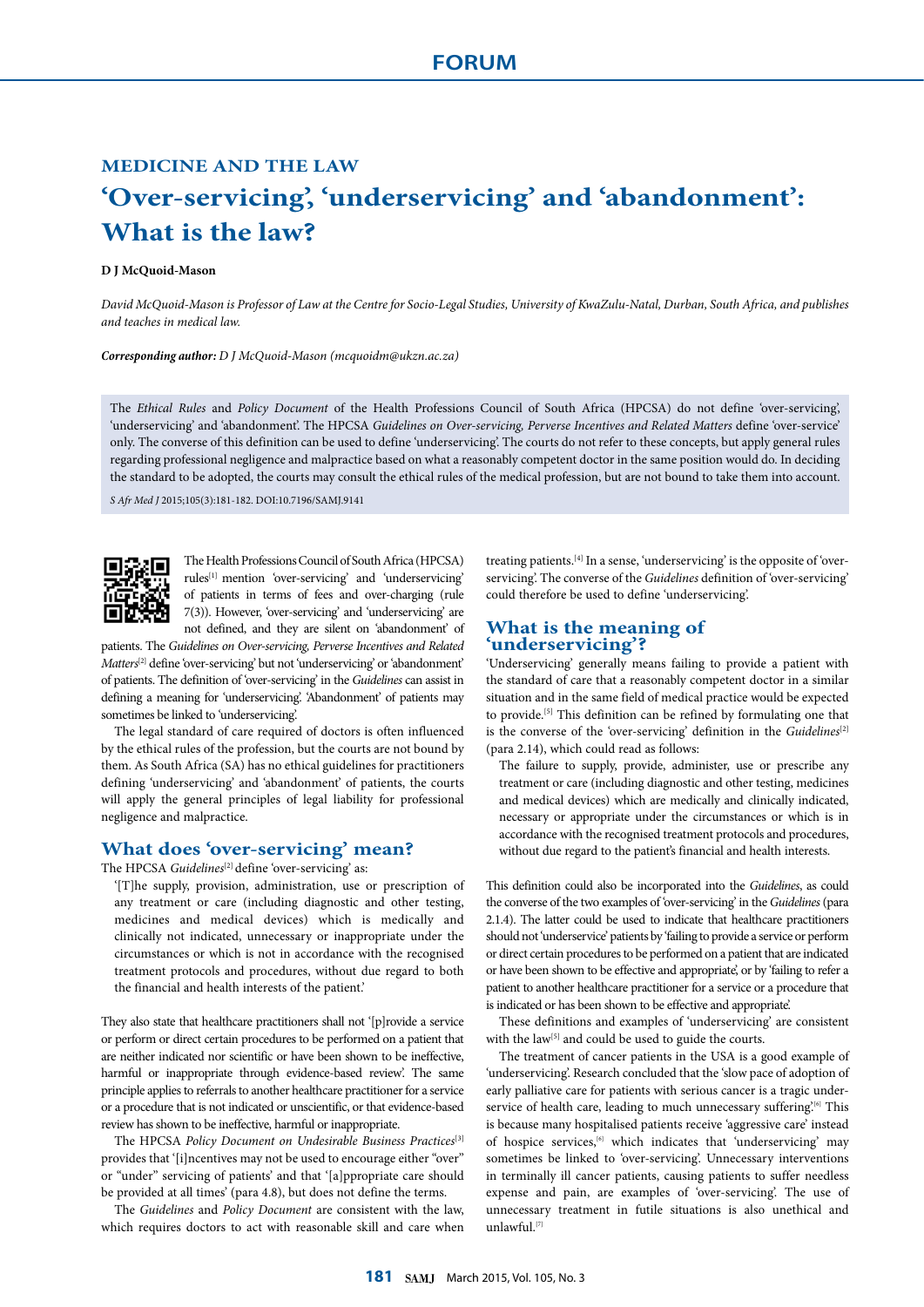FORUM

### MEDICINE AND THE LAW

# 'Over-servicing', 'underservicing' and 'abandonment': What is the law?

**D J McQuoid-Mason**

*David McQuoid-Mason is Professor of Law at the Centre for Socio-Legal Studies, University of KwaZulu-Natal, Durban, South Africa, and publishes and teaches in medical law.*

***Corresponding author:** D J McQuoid-Mason (mcquoidm@ukzn.ac.za)*

The *Ethical Rules* and *Policy Document* of the Health Professions Council of South Africa (HPCSA) do not define 'over-servicing', 'underservicing' and 'abandonment'. The HPCSA *Guidelines on Over-servicing, Perverse Incentives and Related Matters* define 'over-service' only. The converse of this definition can be used to define 'underservicing'. The courts do not refer to these concepts, but apply general rules regarding professional negligence and malpractice based on what a reasonably competent doctor in the same position would do. In deciding the standard to be adopted, the courts may consult the ethical rules of the medical profession, but are not bound to take them into account.

*S Afr Med J* 2015;105(3):181-182. DOI:10.7196/SAMJ.9141

The Health Professions Council of South Africa (HPCSA) rules[1] mention 'over-servicing' and 'underservicing' of patients in terms of fees and over-charging (rule 7(3)). However, 'over-servicing' and 'underservicing' are not defined, and they are silent on 'abandonment' of patients. The *Guidelines on Over-servicing, Perverse Incentives and Related Matters*[2] define 'over-servicing' but not 'underservicing' or 'abandonment' of patients. The definition of 'over-servicing' in the *Guidelines* can assist in defining a meaning for 'underservicing'. 'Abandonment' of patients may sometimes be linked to 'underservicing'.

The legal standard of care required of doctors is often influenced by the ethical rules of the profession, but the courts are not bound by them. As South Africa (SA) has no ethical guidelines for practitioners defining 'underservicing' and 'abandonment' of patients, the courts will apply the general principles of legal liability for professional negligence and malpractice.

## What does 'over-servicing' mean?

The HPCSA *Guidelines*[2] define 'over-servicing' as:

> '[T]he supply, provision, administration, use or prescription of any treatment or care (including diagnostic and other testing, medicines and medical devices) which is medically and clinically not indicated, unnecessary or inappropriate under the circumstances or which is not in accordance with the recognised treatment protocols and procedures, without due regard to both the financial and health interests of the patient.'

They also state that healthcare practitioners shall not '[p]rovide a service or perform or direct certain procedures to be performed on a patient that are neither indicated nor scientific or have been shown to be ineffective, harmful or inappropriate through evidence-based review'. The same principle applies to referrals to another healthcare practitioner for a service or a procedure that is not indicated or unscientific, or that evidence-based review has shown to be ineffective, harmful or inappropriate.

The HPCSA *Policy Document on Undesirable Business Practices*[3] provides that '[i]ncentives may not be used to encourage either "over" or "under" servicing of patients' and that '[a]ppropriate care should be provided at all times' (para 4.8), but does not define the terms.

The *Guidelines* and *Policy Document* are consistent with the law, which requires doctors to act with reasonable skill and care when treating patients.[4] In a sense, 'underservicing' is the opposite of 'over-servicing'. The converse of the *Guidelines* definition of 'over-servicing' could therefore be used to define 'underservicing'.

## What is the meaning of 'underservicing'?

'Underservicing' generally means failing to provide a patient with the standard of care that a reasonably competent doctor in a similar situation and in the same field of medical practice would be expected to provide.[5] This definition can be refined by formulating one that is the converse of the 'over-servicing' definition in the *Guidelines*[2] (para 2.14), which could read as follows:

> The failure to supply, provide, administer, use or prescribe any treatment or care (including diagnostic and other testing, medicines and medical devices) which are medically and clinically indicated, necessary or appropriate under the circumstances or which is in accordance with the recognised treatment protocols and procedures, without due regard to the patient's financial and health interests.

This definition could also be incorporated into the *Guidelines*, as could the converse of the two examples of 'over-servicing' in the *Guidelines* (para 2.1.4). The latter could be used to indicate that healthcare practitioners should not 'underservice' patients by 'failing to provide a service or perform or direct certain procedures to be performed on a patient that are indicated or have been shown to be effective and appropriate', or by 'failing to refer a patient to another healthcare practitioner for a service or a procedure that is indicated or has been shown to be effective and appropriate'.

These definitions and examples of 'underservicing' are consistent with the law[5] and could be used to guide the courts.

The treatment of cancer patients in the USA is a good example of 'underservicing'. Research concluded that the 'slow pace of adoption of early palliative care for patients with serious cancer is a tragic under-service of health care, leading to much unnecessary suffering.'[6] This is because many hospitalised patients receive 'aggressive care' instead of hospice services,[6] which indicates that 'underservicing' may sometimes be linked to 'over-servicing'. Unnecessary interventions in terminally ill cancer patients, causing patients to suffer needless expense and pain, are examples of 'over-servicing'. The use of unnecessary treatment in futile situations is also unethical and unlawful.[7]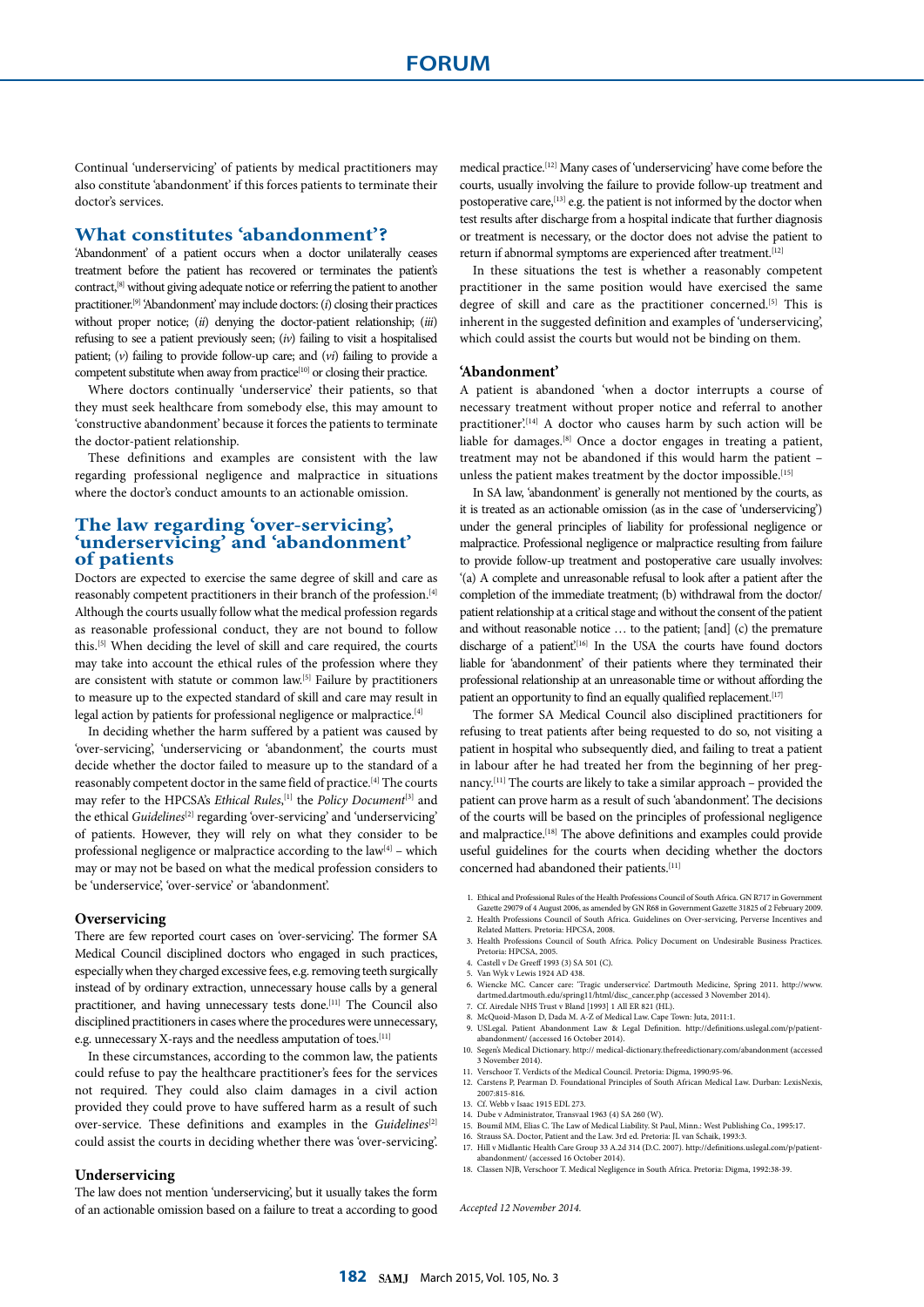Continual 'underservicing' of patients by medical practitioners may also constitute 'abandonment' if this forces patients to terminate their doctor's services.

## What constitutes 'abandonment'?

'Abandonment' of a patient occurs when a doctor unilaterally ceases treatment before the patient has recovered or terminates the patient's contract,[8] without giving adequate notice or referring the patient to another practitioner.[9] 'Abandonment' may include doctors: (*i*) closing their practices without proper notice; (*ii*) denying the doctor-patient relationship; (*iii*) refusing to see a patient previously seen; (*iv*) failing to visit a hospitalised patient; (*v*) failing to provide follow-up care; and (*vi*) failing to provide a competent substitute when away from practice[10] or closing their practice.

Where doctors continually 'underservice' their patients, so that they must seek healthcare from somebody else, this may amount to 'constructive abandonment' because it forces the patients to terminate the doctor-patient relationship.

These definitions and examples are consistent with the law regarding professional negligence and malpractice in situations where the doctor's conduct amounts to an actionable omission.

## The law regarding 'over-servicing', 'underservicing' and 'abandonment' of patients

Doctors are expected to exercise the same degree of skill and care as reasonably competent practitioners in their branch of the profession.[4] Although the courts usually follow what the medical profession regards as reasonable professional conduct, they are not bound to follow this.[5] When deciding the level of skill and care required, the courts may take into account the ethical rules of the profession where they are consistent with statute or common law.[5] Failure by practitioners to measure up to the expected standard of skill and care may result in legal action by patients for professional negligence or malpractice.[4]

In deciding whether the harm suffered by a patient was caused by 'over-servicing', 'underservicing or 'abandonment', the courts must decide whether the doctor failed to measure up to the standard of a reasonably competent doctor in the same field of practice.[4] The courts may refer to the HPCSA's *Ethical Rules*,[1] the *Policy Document*[3] and the ethical *Guidelines*[2] regarding 'over-servicing' and 'underservicing' of patients. However, they will rely on what they consider to be professional negligence or malpractice according to the law[4] – which may or may not be based on what the medical profession considers to be 'underservice', 'over-service' or 'abandonment'.

### Overservicing

There are few reported court cases on 'over-servicing'. The former SA Medical Council disciplined doctors who engaged in such practices, especially when they charged excessive fees, e.g. removing teeth surgically instead of by ordinary extraction, unnecessary house calls by a general practitioner, and having unnecessary tests done.[11] The Council also disciplined practitioners in cases where the procedures were unnecessary, e.g. unnecessary X-rays and the needless amputation of toes.[11]

In these circumstances, according to the common law, the patients could refuse to pay the healthcare practitioner's fees for the services not required. They could also claim damages in a civil action provided they could prove to have suffered harm as a result of such over-service. These definitions and examples in the *Guidelines*[2] could assist the courts in deciding whether there was 'over-servicing'.

### Underservicing

The law does not mention 'underservicing', but it usually takes the form of an actionable omission based on a failure to treat a according to good medical practice.[12] Many cases of 'underservicing' have come before the courts, usually involving the failure to provide follow-up treatment and postoperative care,[13] e.g. the patient is not informed by the doctor when test results after discharge from a hospital indicate that further diagnosis or treatment is necessary, or the doctor does not advise the patient to return if abnormal symptoms are experienced after treatment.[12]

In these situations the test is whether a reasonably competent practitioner in the same position would have exercised the same degree of skill and care as the practitioner concerned.[5] This is inherent in the suggested definition and examples of 'underservicing', which could assist the courts but would not be binding on them.

### 'Abandonment'

A patient is abandoned 'when a doctor interrupts a course of necessary treatment without proper notice and referral to another practitioner'.[14] A doctor who causes harm by such action will be liable for damages.[8] Once a doctor engages in treating a patient, treatment may not be abandoned if this would harm the patient – unless the patient makes treatment by the doctor impossible.[15]

In SA law, 'abandonment' is generally not mentioned by the courts, as it is treated as an actionable omission (as in the case of 'underservicing') under the general principles of liability for professional negligence or malpractice. Professional negligence or malpractice resulting from failure to provide follow-up treatment and postoperative care usually involves: '(a) A complete and unreasonable refusal to look after a patient after the completion of the immediate treatment; (b) withdrawal from the doctor/patient relationship at a critical stage and without the consent of the patient and without reasonable notice … to the patient; [and] (c) the premature discharge of a patient'.[16] In the USA the courts have found doctors liable for 'abandonment' of their patients where they terminated their professional relationship at an unreasonable time or without affording the patient an opportunity to find an equally qualified replacement.[17]

The former SA Medical Council also disciplined practitioners for refusing to treat patients after being requested to do so, not visiting a patient in hospital who subsequently died, and failing to treat a patient in labour after he had treated her from the beginning of her pregnancy.[11] The courts are likely to take a similar approach – provided the patient can prove harm as a result of such 'abandonment'. The decisions of the courts will be based on the principles of professional negligence and malpractice.[18] The above definitions and examples could provide useful guidelines for the courts when deciding whether the doctors concerned had abandoned their patients.[11]

1. Ethical and Professional Rules of the Health Professions Council of South Africa. GN R717 in Government Gazette 29079 of 4 August 2006, as amended by GN R68 in Government Gazette 31825 of 2 February 2009.
2. Health Professions Council of South Africa. Guidelines on Over-servicing, Perverse Incentives and Related Matters. Pretoria: HPCSA, 2008.
3. Health Professions Council of South Africa. Policy Document on Undesirable Business Practices. Pretoria: HPCSA, 2005.
4. Castell v De Greeff 1993 (3) SA 501 (C).
5. Van Wyk v Lewis 1924 AD 438.
6. Wiencke MC. Cancer care: 'Tragic underservice'. Dartmouth Medicine, Spring 2011. http://www.dartmed.dartmouth.edu/spring11/html/disc_cancer.php (accessed 3 November 2014).
7. Cf. Airedale NHS Trust v Bland [1993] 1 All ER 821 (HL).
8. McQuoid-Mason D, Dada M. A-Z of Medical Law. Cape Town: Juta, 2011:1.
9. USLegal. Patient Abandonment Law & Legal Definition. http://definitions.uslegal.com/p/patient-abandonment/ (accessed 16 October 2014).
10. Segen's Medical Dictionary. http:// medical-dictionary.thefreedictionary.com/abandonment (accessed 3 November 2014).
11. Verschoor T. Verdicts of the Medical Council. Pretoria: Digma, 1990:95-96.
12. Carstens P, Pearman D. Foundational Principles of South African Medical Law. Durban: LexisNexis, 2007:815-816.
13. Cf. Webb v Isaac 1915 EDL 273.
14. Dube v Administrator, Transvaal 1963 (4) SA 260 (W).
15. Boumil MM, Elias C. The Law of Medical Liability. St Paul, Minn.: West Publishing Co., 1995:17.
16. Strauss SA. Doctor, Patient and the Law. 3rd ed. Pretoria: JL van Schaik, 1993:3.
17. Hill v Midlantic Health Care Group 33 A.2d 314 (D.C. 2007). http://definitions.uslegal.com/p/patient-abandonment/ (accessed 16 October 2014).
18. Classen NJB, Verschoor T. Medical Negligence in South Africa. Pretoria: Digma, 1992:38-39.

*Accepted 12 November 2014.*